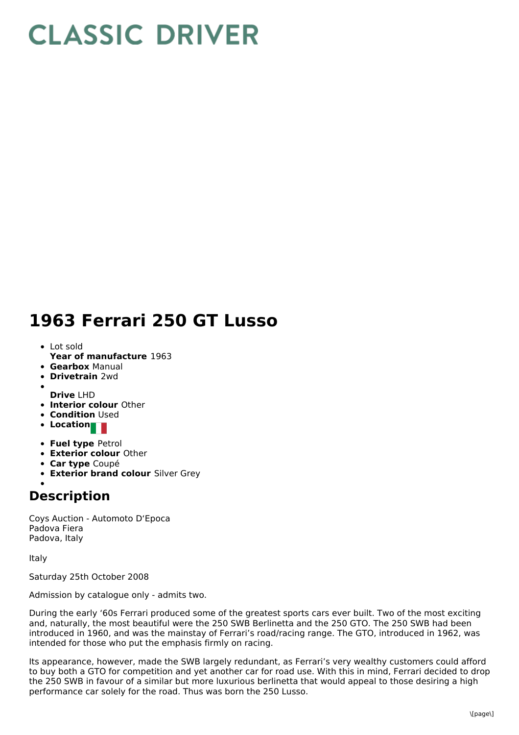# CLASSIC DRIVER

# 1963 Ferrari 250 GT Lusso

- Lot sold
  **Year of manufacture** 1963
- **Gearbox** Manual
- **Drivetrain** 2wd
- **Drive** LHD
- **Interior colour** Other
- **Condition** Used
- **Location**
- **Fuel type** Petrol
- **Exterior colour** Other
- **Car type** Coupé
- **Exterior brand colour** Silver Grey

## Description

Coys Auction - Automoto D'Epoca
Padova Fiera
Padova, Italy

Italy

Saturday 25th October 2008

Admission by catalogue only - admits two.

During the early '60s Ferrari produced some of the greatest sports cars ever built. Two of the most exciting and, naturally, the most beautiful were the 250 SWB Berlinetta and the 250 GTO. The 250 SWB had been introduced in 1960, and was the mainstay of Ferrari's road/racing range. The GTO, introduced in 1962, was intended for those who put the emphasis firmly on racing.

Its appearance, however, made the SWB largely redundant, as Ferrari's very wealthy customers could afford to buy both a GTO for competition and yet another car for road use. With this in mind, Ferrari decided to drop the 250 SWB in favour of a similar but more luxurious berlinetta that would appeal to those desiring a high performance car solely for the road. Thus was born the 250 Lusso.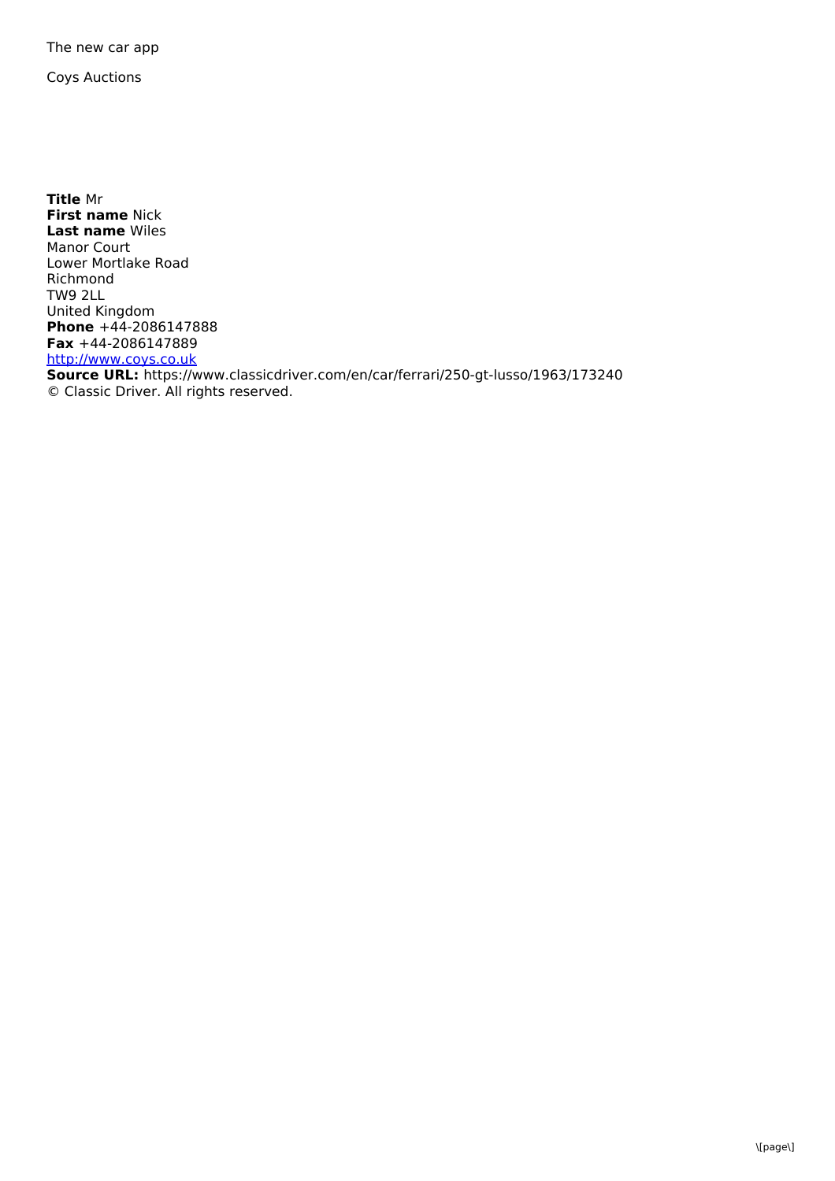The new car app

Coys Auctions

**Title** Mr
**First name** Nick
**Last name** Wiles
Manor Court
Lower Mortlake Road
Richmond
TW9 2LL
United Kingdom
**Phone** +44-2086147888
**Fax** +44-2086147889
[http://www.coys.co.uk](http://www.coys.co.uk)
**Source URL:** https://www.classicdriver.com/en/car/ferrari/250-gt-lusso/1963/173240
© Classic Driver. All rights reserved.